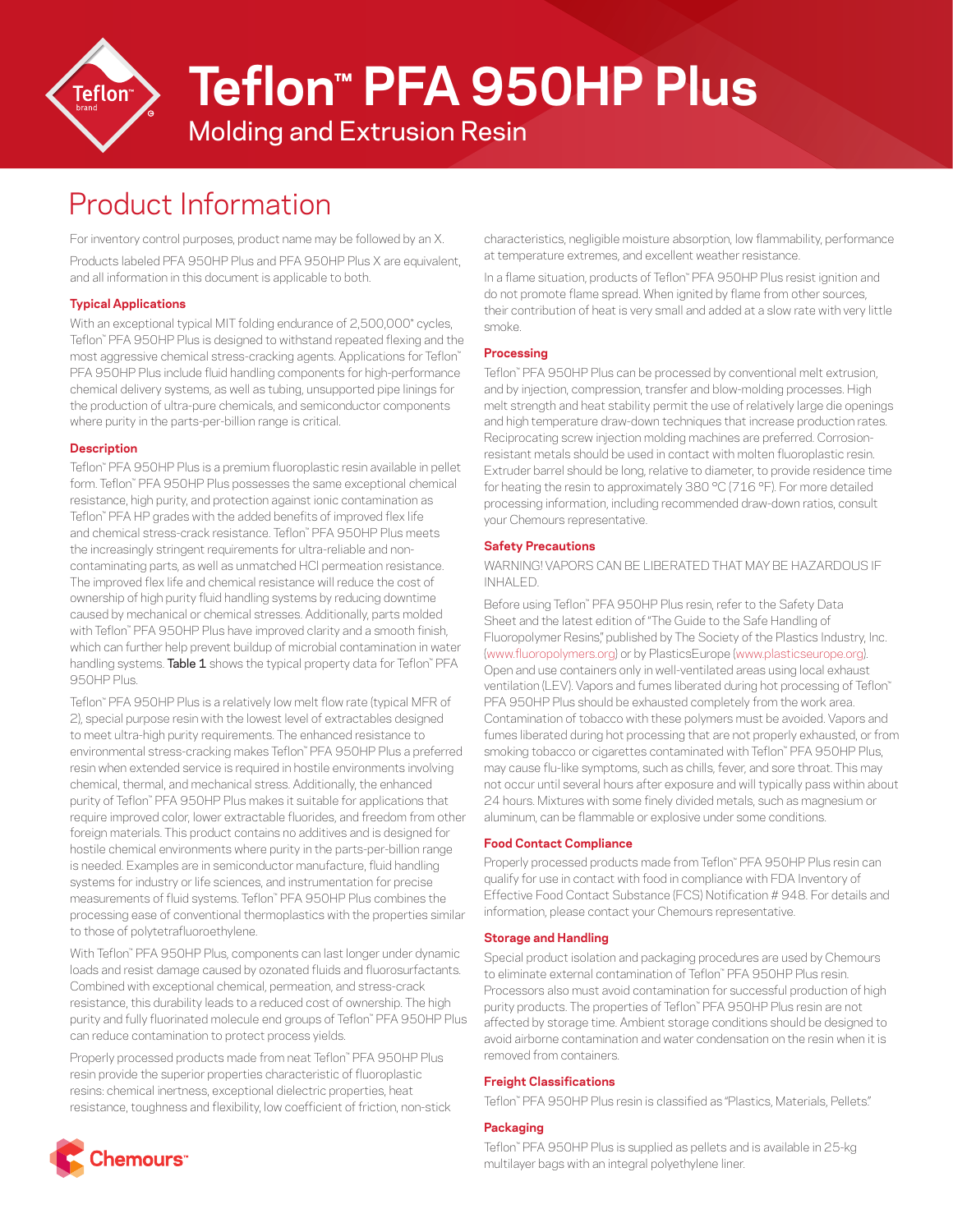# Teflon™ PFA 950HP Plus

Molding and Extrusion Resin

## Product Information

For inventory control purposes, product name may be followed by an X.

Products labeled PFA 950HP Plus and PFA 950HP Plus X are equivalent, and all information in this document is applicable to both.

### Typical Applications

With an exceptional typical MIT folding endurance of 2,500,000* cycles, Teflon™ PFA 950HP Plus is designed to withstand repeated flexing and the most aggressive chemical stress-cracking agents. Applications for Teflon™ PFA 950HP Plus include fluid handling components for high-performance chemical delivery systems, as well as tubing, unsupported pipe linings for the production of ultra-pure chemicals, and semiconductor components where purity in the parts-per-billion range is critical.

### Description

Teflon™ PFA 950HP Plus is a premium fluoroplastic resin available in pellet form. Teflon™ PFA 950HP Plus possesses the same exceptional chemical resistance, high purity, and protection against ionic contamination as Teflon™ PFA HP grades with the added benefits of improved flex life and chemical stress-crack resistance. Teflon™ PFA 950HP Plus meets the increasingly stringent requirements for ultra-reliable and non-contaminating parts, as well as unmatched HCl permeation resistance. The improved flex life and chemical resistance will reduce the cost of ownership of high purity fluid handling systems by reducing downtime caused by mechanical or chemical stresses. Additionally, parts molded with Teflon™ PFA 950HP Plus have improved clarity and a smooth finish, which can further help prevent buildup of microbial contamination in water handling systems. **Table 1** shows the typical property data for Teflon™ PFA 950HP Plus.

Teflon™ PFA 950HP Plus is a relatively low melt flow rate (typical MFR of 2), special purpose resin with the lowest level of extractables designed to meet ultra-high purity requirements. The enhanced resistance to environmental stress-cracking makes Teflon™ PFA 950HP Plus a preferred resin when extended service is required in hostile environments involving chemical, thermal, and mechanical stress. Additionally, the enhanced purity of Teflon™ PFA 950HP Plus makes it suitable for applications that require improved color, lower extractable fluorides, and freedom from other foreign materials. This product contains no additives and is designed for hostile chemical environments where purity in the parts-per-billion range is needed. Examples are in semiconductor manufacture, fluid handling systems for industry or life sciences, and instrumentation for precise measurements of fluid systems. Teflon™ PFA 950HP Plus combines the processing ease of conventional thermoplastics with the properties similar to those of polytetrafluoroethylene.

With Teflon™ PFA 950HP Plus, components can last longer under dynamic loads and resist damage caused by ozonated fluids and fluorosurfactants. Combined with exceptional chemical, permeation, and stress-crack resistance, this durability leads to a reduced cost of ownership. The high purity and fully fluorinated molecule end groups of Teflon™ PFA 950HP Plus can reduce contamination to protect process yields.

Properly processed products made from neat Teflon™ PFA 950HP Plus resin provide the superior properties characteristic of fluoroplastic resins: chemical inertness, exceptional dielectric properties, heat resistance, toughness and flexibility, low coefficient of friction, non-stick characteristics, negligible moisture absorption, low flammability, performance at temperature extremes, and excellent weather resistance.

In a flame situation, products of Teflon™ PFA 950HP Plus resist ignition and do not promote flame spread. When ignited by flame from other sources, their contribution of heat is very small and added at a slow rate with very little smoke.

### Processing

Teflon™ PFA 950HP Plus can be processed by conventional melt extrusion, and by injection, compression, transfer and blow-molding processes. High melt strength and heat stability permit the use of relatively large die openings and high temperature draw-down techniques that increase production rates. Reciprocating screw injection molding machines are preferred. Corrosion-resistant metals should be used in contact with molten fluoroplastic resin. Extruder barrel should be long, relative to diameter, to provide residence time for heating the resin to approximately 380 °C (716 °F). For more detailed processing information, including recommended draw-down ratios, consult your Chemours representative.

### Safety Precautions

WARNING! VAPORS CAN BE LIBERATED THAT MAY BE HAZARDOUS IF INHALED.

Before using Teflon™ PFA 950HP Plus resin, refer to the Safety Data Sheet and the latest edition of "The Guide to the Safe Handling of Fluoropolymer Resins," published by The Society of the Plastics Industry, Inc. (www.fluoropolymers.org) or by PlasticsEurope (www.plasticseurope.org). Open and use containers only in well-ventilated areas using local exhaust ventilation (LEV). Vapors and fumes liberated during hot processing of Teflon™ PFA 950HP Plus should be exhausted completely from the work area. Contamination of tobacco with these polymers must be avoided. Vapors and fumes liberated during hot processing that are not properly exhausted, or from smoking tobacco or cigarettes contaminated with Teflon™ PFA 950HP Plus, may cause flu-like symptoms, such as chills, fever, and sore throat. This may not occur until several hours after exposure and will typically pass within about 24 hours. Mixtures with some finely divided metals, such as magnesium or aluminum, can be flammable or explosive under some conditions.

### Food Contact Compliance

Properly processed products made from Teflon™ PFA 950HP Plus resin can qualify for use in contact with food in compliance with FDA Inventory of Effective Food Contact Substance (FCS) Notification # 948. For details and information, please contact your Chemours representative.

### Storage and Handling

Special product isolation and packaging procedures are used by Chemours to eliminate external contamination of Teflon™ PFA 950HP Plus resin. Processors also must avoid contamination for successful production of high purity products. The properties of Teflon™ PFA 950HP Plus resin are not affected by storage time. Ambient storage conditions should be designed to avoid airborne contamination and water condensation on the resin when it is removed from containers.

### Freight Classifications

Teflon™ PFA 950HP Plus resin is classified as "Plastics, Materials, Pellets."

### Packaging

Teflon™ PFA 950HP Plus is supplied as pellets and is available in 25-kg multilayer bags with an integral polyethylene liner.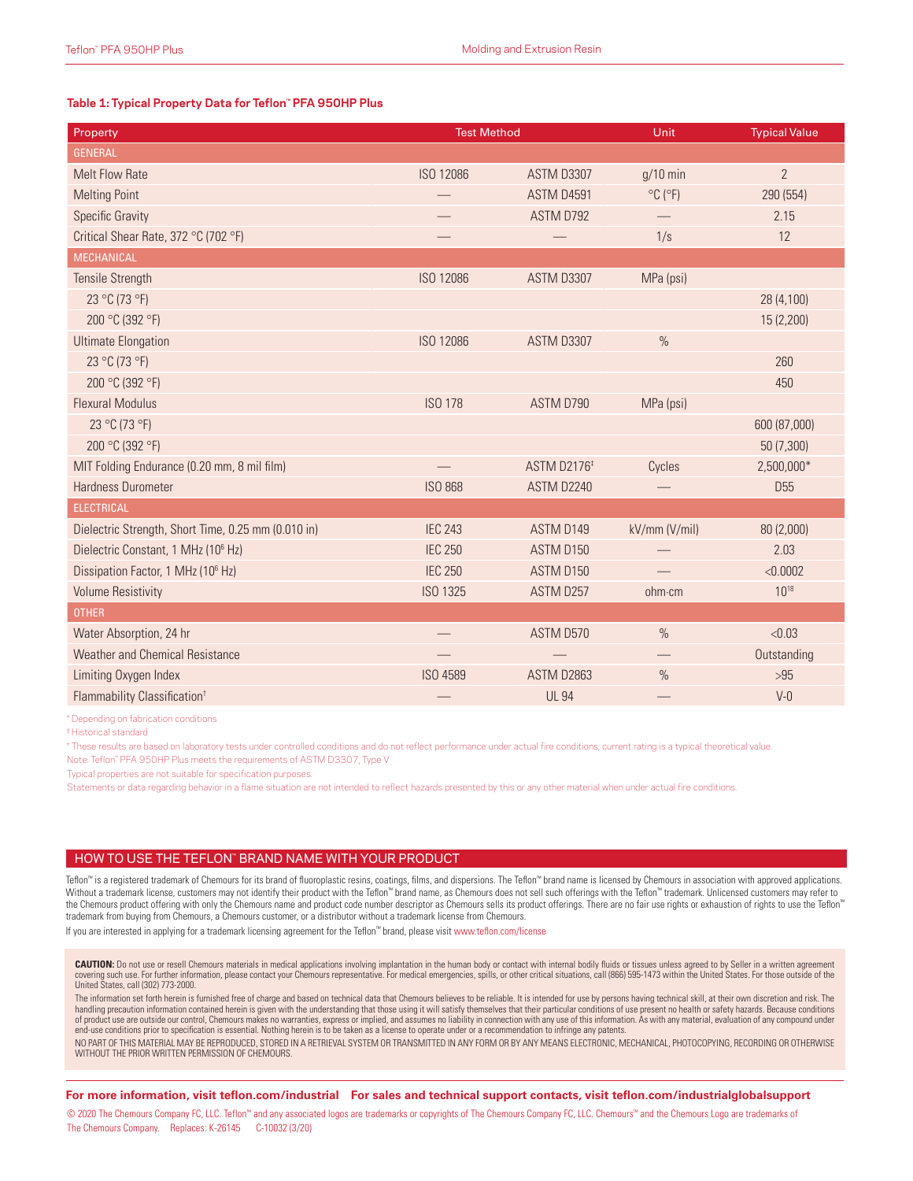**Table 1: Typical Property Data for Teflon™ PFA 950HP Plus**

| Property | Test Method | | Unit | Typical Value |
|---|---|---|---|---|
| GENERAL | | | | |
| Melt Flow Rate | ISO 12086 | ASTM D3307 | g/10 min | 2 |
| Melting Point | — | ASTM D4591 | °C (°F) | 290 (554) |
| Specific Gravity | — | ASTM D792 | — | 2.15 |
| Critical Shear Rate, 372 °C (702 °F) | — | — | 1/s | 12 |
| MECHANICAL | | | | |
| Tensile Strength | ISO 12086 | ASTM D3307 | MPa (psi) | |
| 23 °C (73 °F) | | | | 28 (4,100) |
| 200 °C (392 °F) | | | | 15 (2,200) |
| Ultimate Elongation | ISO 12086 | ASTM D3307 | % | |
| 23 °C (73 °F) | | | | 260 |
| 200 °C (392 °F) | | | | 450 |
| Flexural Modulus | ISO 178 | ASTM D790 | MPa (psi) | |
| 23 °C (73 °F) | | | | 600 (87,000) |
| 200 °C (392 °F) | | | | 50 (7,300) |
| MIT Folding Endurance (0.20 mm, 8 mil film) | — | ASTM D2176‡ | Cycles | 2,500,000* |
| Hardness Durometer | ISO 868 | ASTM D2240 | — | D55 |
| ELECTRICAL | | | | |
| Dielectric Strength, Short Time, 0.25 mm (0.010 in) | IEC 243 | ASTM D149 | kV/mm (V/mil) | 80 (2,000) |
| Dielectric Constant, 1 MHz ($10^6$ Hz) | IEC 250 | ASTM D150 | — | 2.03 |
| Dissipation Factor, 1 MHz ($10^6$ Hz) | IEC 250 | ASTM D150 | — | <0.0002 |
| Volume Resistivity | ISO 1325 | ASTM D257 | ohm·cm | $10^{18}$ |
| OTHER | | | | |
| Water Absorption, 24 hr | — | ASTM D570 | % | <0.03 |
| Weather and Chemical Resistance | — | — | — | Outstanding |
| Limiting Oxygen Index | ISO 4589 | ASTM D2863 | % | >95 |
| Flammability Classification† | — | UL 94 | — | V-0 |

\* Depending on fabrication conditions

‡ Historical standard

† These results are based on laboratory tests under controlled conditions and do not reflect performance under actual fire conditions; current rating is a typical theoretical value.

Note: Teflon™ PFA 950HP Plus meets the requirements of ASTM D3307, Type V

Typical properties are not suitable for specification purposes.

Statements or data regarding behavior in a flame situation are not intended to reflect hazards presented by this or any other material when under actual fire conditions.

## HOW TO USE THE TEFLON™ BRAND NAME WITH YOUR PRODUCT

Teflon™ is a registered trademark of Chemours for its brand of fluoroplastic resins, coatings, films, and dispersions. The Teflon™ brand name is licensed by Chemours in association with approved applications. Without a trademark license, customers may not identify their product with the Teflon™ brand name, as Chemours does not sell such offerings with the Teflon™ trademark. Unlicensed customers may refer to the Chemours product offering with only the Chemours name and product code number descriptor as Chemours sells its product offerings. There are no fair use rights or exhaustion of rights to use the Teflon™ trademark from buying from Chemours, a Chemours customer, or a distributor without a trademark license from Chemours.

If you are interested in applying for a trademark licensing agreement for the Teflon™ brand, please visit www.teflon.com/license

**CAUTION:** Do not use or resell Chemours materials in medical applications involving implantation in the human body or contact with internal bodily fluids or tissues unless agreed to by Seller in a written agreement covering such use. For further information, please contact your Chemours representative. For medical emergencies, spills, or other critical situations, call (866) 595-1473 within the United States. For those outside of the United States, call (302) 773-2000.

The information set forth herein is furnished free of charge and based on technical data that Chemours believes to be reliable. It is intended for use by persons having technical skill, at their own discretion and risk. The handling precaution information contained herein is given with the understanding that those using it will satisfy themselves that their particular conditions of use present no health or safety hazards. Because conditions of product use are outside our control, Chemours makes no warranties, express or implied, and assumes no liability in connection with any use of this information. As with any material, evaluation of any compound under end-use conditions prior to specification is essential. Nothing herein is to be taken as a license to operate under or a recommendation to infringe any patents.

NO PART OF THIS MATERIAL MAY BE REPRODUCED, STORED IN A RETRIEVAL SYSTEM OR TRANSMITTED IN ANY FORM OR BY ANY MEANS ELECTRONIC, MECHANICAL, PHOTOCOPYING, RECORDING OR OTHERWISE WITHOUT THE PRIOR WRITTEN PERMISSION OF CHEMOURS.

**For more information, visit teflon.com/industrial For sales and technical support contacts, visit teflon.com/industrialglobalsupport**

© 2020 The Chemours Company FC, LLC. Teflon™ and any associated logos are trademarks or copyrights of The Chemours Company FC, LLC. Chemours™ and the Chemours Logo are trademarks of The Chemours Company. Replaces: K-26145 C-10032 (3/20)